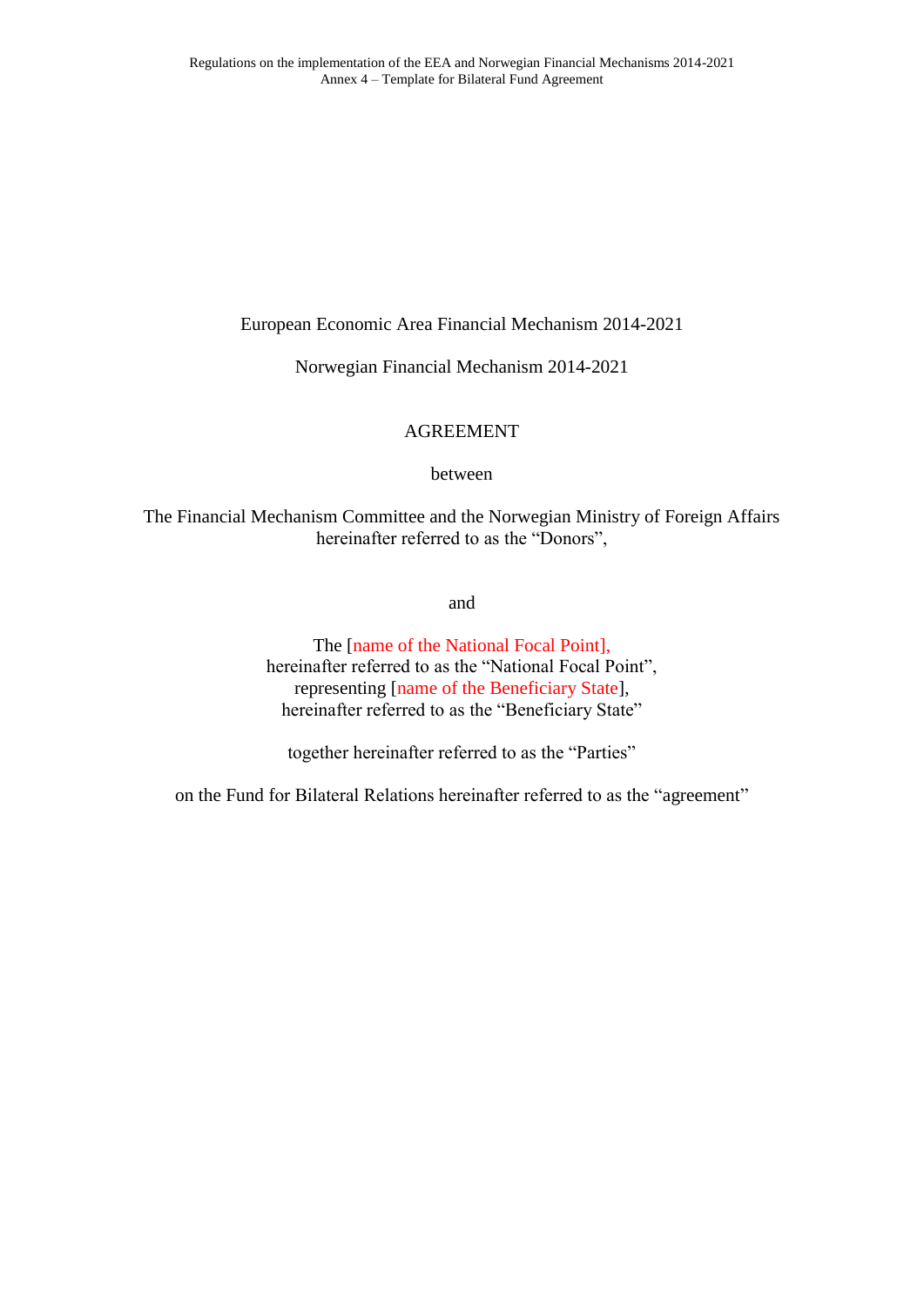European Economic Area Financial Mechanism 2014-2021

Norwegian Financial Mechanism 2014-2021

AGREEMENT

between

The Financial Mechanism Committee and the Norwegian Ministry of Foreign Affairs hereinafter referred to as the "Donors",

and

The [name of the National Focal Point], hereinafter referred to as the "National Focal Point", representing [name of the Beneficiary State], hereinafter referred to as the "Beneficiary State"

together hereinafter referred to as the "Parties"

on the Fund for Bilateral Relations hereinafter referred to as the "agreement"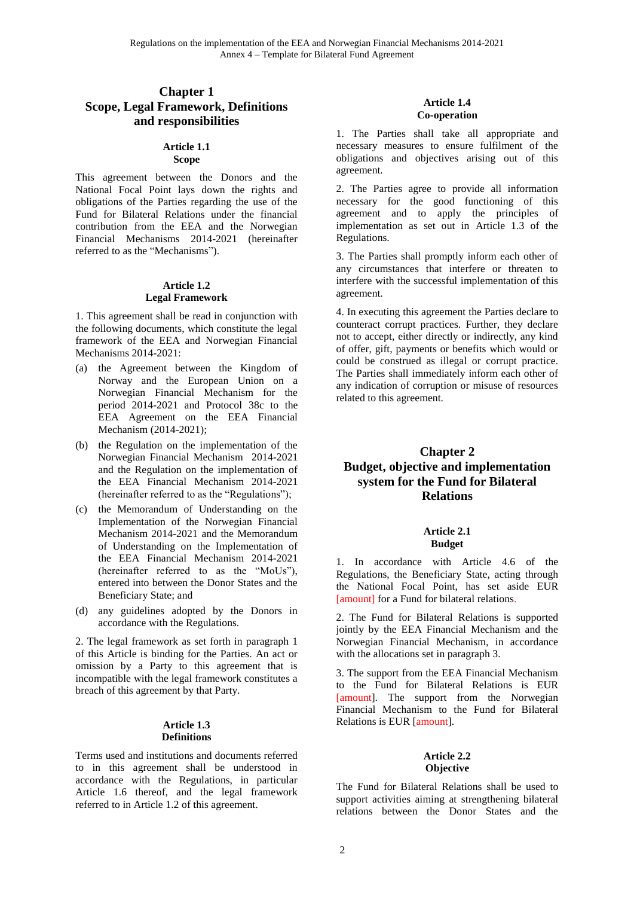# Chapter 1
# Scope, Legal Framework, Definitions and responsibilities

### Article 1.1
### Scope

This agreement between the Donors and the National Focal Point lays down the rights and obligations of the Parties regarding the use of the Fund for Bilateral Relations under the financial contribution from the EEA and the Norwegian Financial Mechanisms 2014-2021 (hereinafter referred to as the "Mechanisms").

### Article 1.2
### Legal Framework

1. This agreement shall be read in conjunction with the following documents, which constitute the legal framework of the EEA and Norwegian Financial Mechanisms 2014-2021:

(a) the Agreement between the Kingdom of Norway and the European Union on a Norwegian Financial Mechanism for the period 2014-2021 and Protocol 38c to the EEA Agreement on the EEA Financial Mechanism (2014-2021);

(b) the Regulation on the implementation of the Norwegian Financial Mechanism 2014-2021 and the Regulation on the implementation of the EEA Financial Mechanism 2014-2021 (hereinafter referred to as the "Regulations");

(c) the Memorandum of Understanding on the Implementation of the Norwegian Financial Mechanism 2014-2021 and the Memorandum of Understanding on the Implementation of the EEA Financial Mechanism 2014-2021 (hereinafter referred to as the "MoUs"), entered into between the Donor States and the Beneficiary State; and

(d) any guidelines adopted by the Donors in accordance with the Regulations.

2. The legal framework as set forth in paragraph 1 of this Article is binding for the Parties. An act or omission by a Party to this agreement that is incompatible with the legal framework constitutes a breach of this agreement by that Party.

### Article 1.3
### Definitions

Terms used and institutions and documents referred to in this agreement shall be understood in accordance with the Regulations, in particular Article 1.6 thereof, and the legal framework referred to in Article 1.2 of this agreement.

### Article 1.4
### Co-operation

1. The Parties shall take all appropriate and necessary measures to ensure fulfilment of the obligations and objectives arising out of this agreement.

2. The Parties agree to provide all information necessary for the good functioning of this agreement and to apply the principles of implementation as set out in Article 1.3 of the Regulations.

3. The Parties shall promptly inform each other of any circumstances that interfere or threaten to interfere with the successful implementation of this agreement.

4. In executing this agreement the Parties declare to counteract corrupt practices. Further, they declare not to accept, either directly or indirectly, any kind of offer, gift, payments or benefits which would or could be construed as illegal or corrupt practice. The Parties shall immediately inform each other of any indication of corruption or misuse of resources related to this agreement.

# Chapter 2
# Budget, objective and implementation system for the Fund for Bilateral Relations

### Article 2.1
### Budget

1. In accordance with Article 4.6 of the Regulations, the Beneficiary State, acting through the National Focal Point, has set aside EUR [amount] for a Fund for bilateral relations.

2. The Fund for Bilateral Relations is supported jointly by the EEA Financial Mechanism and the Norwegian Financial Mechanism, in accordance with the allocations set in paragraph 3.

3. The support from the EEA Financial Mechanism to the Fund for Bilateral Relations is EUR [amount]. The support from the Norwegian Financial Mechanism to the Fund for Bilateral Relations is EUR [amount].

### Article 2.2
### Objective

The Fund for Bilateral Relations shall be used to support activities aiming at strengthening bilateral relations between the Donor States and the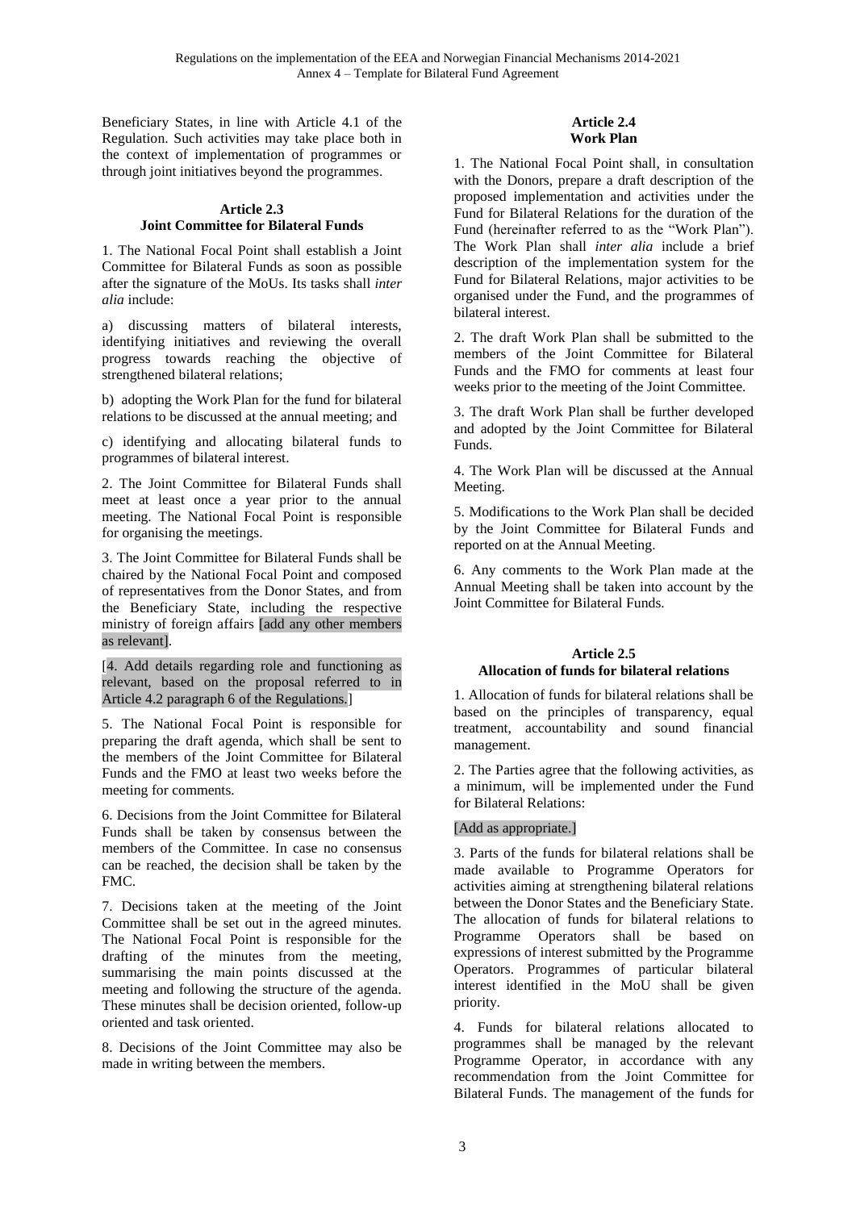Beneficiary States, in line with Article 4.1 of the Regulation. Such activities may take place both in the context of implementation of programmes or through joint initiatives beyond the programmes.

### Article 2.3
### Joint Committee for Bilateral Funds

1. The National Focal Point shall establish a Joint Committee for Bilateral Funds as soon as possible after the signature of the MoUs. Its tasks shall *inter alia* include:

a) discussing matters of bilateral interests, identifying initiatives and reviewing the overall progress towards reaching the objective of strengthened bilateral relations;

b) adopting the Work Plan for the fund for bilateral relations to be discussed at the annual meeting; and

c) identifying and allocating bilateral funds to programmes of bilateral interest.

2. The Joint Committee for Bilateral Funds shall meet at least once a year prior to the annual meeting. The National Focal Point is responsible for organising the meetings.

3. The Joint Committee for Bilateral Funds shall be chaired by the National Focal Point and composed of representatives from the Donor States, and from the Beneficiary State, including the respective ministry of foreign affairs [add any other members as relevant].

[4. Add details regarding role and functioning as relevant, based on the proposal referred to in Article 4.2 paragraph 6 of the Regulations.]

5. The National Focal Point is responsible for preparing the draft agenda, which shall be sent to the members of the Joint Committee for Bilateral Funds and the FMO at least two weeks before the meeting for comments.

6. Decisions from the Joint Committee for Bilateral Funds shall be taken by consensus between the members of the Committee. In case no consensus can be reached, the decision shall be taken by the FMC.

7. Decisions taken at the meeting of the Joint Committee shall be set out in the agreed minutes. The National Focal Point is responsible for the drafting of the minutes from the meeting, summarising the main points discussed at the meeting and following the structure of the agenda. These minutes shall be decision oriented, follow-up oriented and task oriented.

8. Decisions of the Joint Committee may also be made in writing between the members.

### Article 2.4
### Work Plan

1. The National Focal Point shall, in consultation with the Donors, prepare a draft description of the proposed implementation and activities under the Fund for Bilateral Relations for the duration of the Fund (hereinafter referred to as the "Work Plan"). The Work Plan shall *inter alia* include a brief description of the implementation system for the Fund for Bilateral Relations, major activities to be organised under the Fund, and the programmes of bilateral interest.

2. The draft Work Plan shall be submitted to the members of the Joint Committee for Bilateral Funds and the FMO for comments at least four weeks prior to the meeting of the Joint Committee.

3. The draft Work Plan shall be further developed and adopted by the Joint Committee for Bilateral Funds.

4. The Work Plan will be discussed at the Annual Meeting.

5. Modifications to the Work Plan shall be decided by the Joint Committee for Bilateral Funds and reported on at the Annual Meeting.

6. Any comments to the Work Plan made at the Annual Meeting shall be taken into account by the Joint Committee for Bilateral Funds.

### Article 2.5
### Allocation of funds for bilateral relations

1. Allocation of funds for bilateral relations shall be based on the principles of transparency, equal treatment, accountability and sound financial management.

2. The Parties agree that the following activities, as a minimum, will be implemented under the Fund for Bilateral Relations:

[Add as appropriate.]

3. Parts of the funds for bilateral relations shall be made available to Programme Operators for activities aiming at strengthening bilateral relations between the Donor States and the Beneficiary State. The allocation of funds for bilateral relations to Programme Operators shall be based on expressions of interest submitted by the Programme Operators. Programmes of particular bilateral interest identified in the MoU shall be given priority.

4. Funds for bilateral relations allocated to programmes shall be managed by the relevant Programme Operator, in accordance with any recommendation from the Joint Committee for Bilateral Funds. The management of the funds for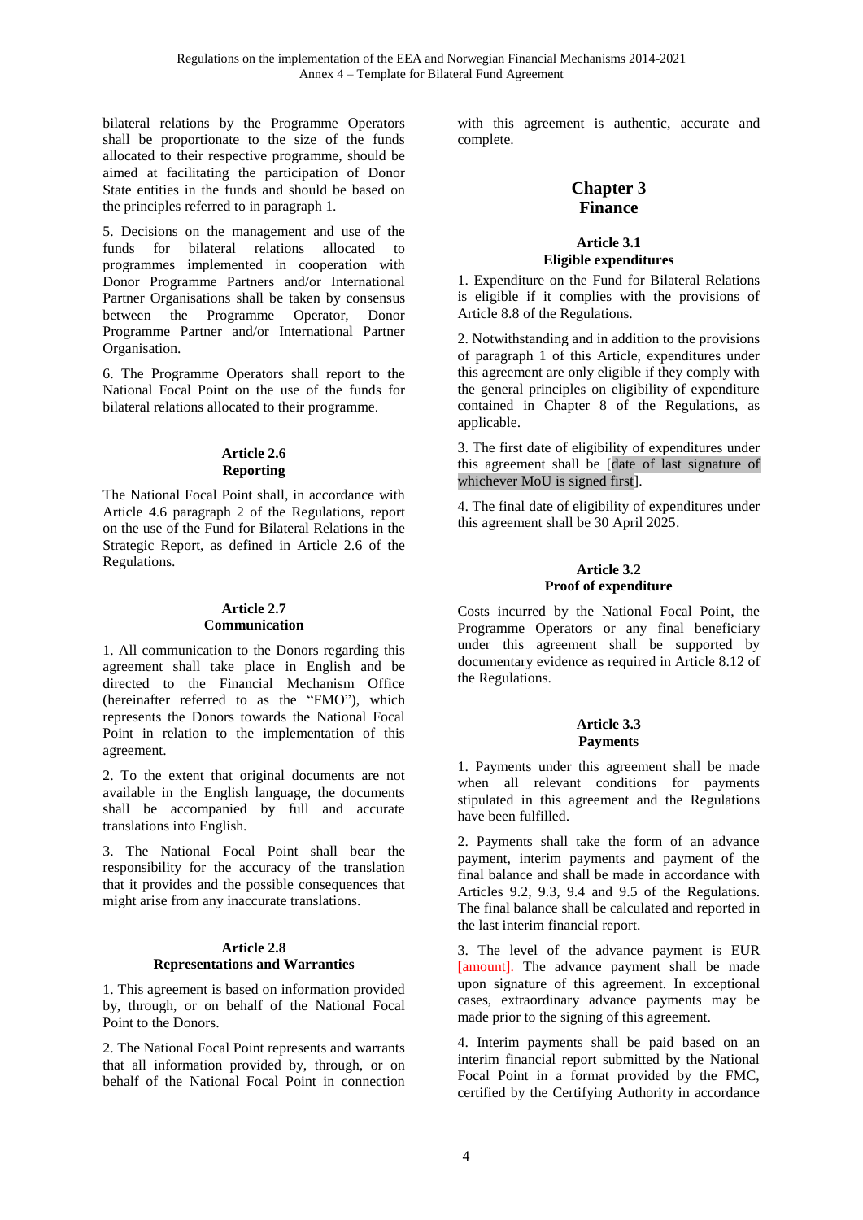bilateral relations by the Programme Operators shall be proportionate to the size of the funds allocated to their respective programme, should be aimed at facilitating the participation of Donor State entities in the funds and should be based on the principles referred to in paragraph 1.

5. Decisions on the management and use of the funds for bilateral relations allocated to programmes implemented in cooperation with Donor Programme Partners and/or International Partner Organisations shall be taken by consensus between the Programme Operator, Donor Programme Partner and/or International Partner Organisation.

6. The Programme Operators shall report to the National Focal Point on the use of the funds for bilateral relations allocated to their programme.

#### Article 2.6
#### Reporting

The National Focal Point shall, in accordance with Article 4.6 paragraph 2 of the Regulations, report on the use of the Fund for Bilateral Relations in the Strategic Report, as defined in Article 2.6 of the Regulations.

#### Article 2.7
#### Communication

1. All communication to the Donors regarding this agreement shall take place in English and be directed to the Financial Mechanism Office (hereinafter referred to as the "FMO"), which represents the Donors towards the National Focal Point in relation to the implementation of this agreement.

2. To the extent that original documents are not available in the English language, the documents shall be accompanied by full and accurate translations into English.

3. The National Focal Point shall bear the responsibility for the accuracy of the translation that it provides and the possible consequences that might arise from any inaccurate translations.

#### Article 2.8
#### Representations and Warranties

1. This agreement is based on information provided by, through, or on behalf of the National Focal Point to the Donors.

2. The National Focal Point represents and warrants that all information provided by, through, or on behalf of the National Focal Point in connection with this agreement is authentic, accurate and complete.

## Chapter 3
## Finance

#### Article 3.1
#### Eligible expenditures

1. Expenditure on the Fund for Bilateral Relations is eligible if it complies with the provisions of Article 8.8 of the Regulations.

2. Notwithstanding and in addition to the provisions of paragraph 1 of this Article, expenditures under this agreement are only eligible if they comply with the general principles on eligibility of expenditure contained in Chapter 8 of the Regulations, as applicable.

3. The first date of eligibility of expenditures under this agreement shall be [date of last signature of whichever MoU is signed first].

4. The final date of eligibility of expenditures under this agreement shall be 30 April 2025.

#### Article 3.2
#### Proof of expenditure

Costs incurred by the National Focal Point, the Programme Operators or any final beneficiary under this agreement shall be supported by documentary evidence as required in Article 8.12 of the Regulations.

#### Article 3.3
#### Payments

1. Payments under this agreement shall be made when all relevant conditions for payments stipulated in this agreement and the Regulations have been fulfilled.

2. Payments shall take the form of an advance payment, interim payments and payment of the final balance and shall be made in accordance with Articles 9.2, 9.3, 9.4 and 9.5 of the Regulations. The final balance shall be calculated and reported in the last interim financial report.

3. The level of the advance payment is EUR [amount]. The advance payment shall be made upon signature of this agreement. In exceptional cases, extraordinary advance payments may be made prior to the signing of this agreement.

4. Interim payments shall be paid based on an interim financial report submitted by the National Focal Point in a format provided by the FMC, certified by the Certifying Authority in accordance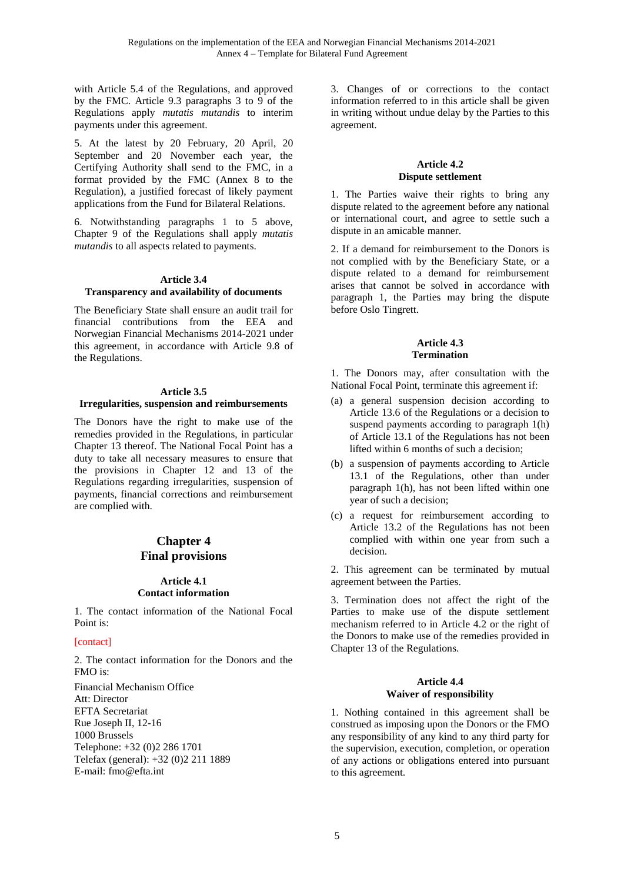with Article 5.4 of the Regulations, and approved by the FMC. Article 9.3 paragraphs 3 to 9 of the Regulations apply *mutatis mutandis* to interim payments under this agreement.

5. At the latest by 20 February, 20 April, 20 September and 20 November each year, the Certifying Authority shall send to the FMC, in a format provided by the FMC (Annex 8 to the Regulation), a justified forecast of likely payment applications from the Fund for Bilateral Relations.

6. Notwithstanding paragraphs 1 to 5 above, Chapter 9 of the Regulations shall apply *mutatis mutandis* to all aspects related to payments.

#### Article 3.4
#### Transparency and availability of documents

The Beneficiary State shall ensure an audit trail for financial contributions from the EEA and Norwegian Financial Mechanisms 2014-2021 under this agreement, in accordance with Article 9.8 of the Regulations.

#### Article 3.5
#### Irregularities, suspension and reimbursements

The Donors have the right to make use of the remedies provided in the Regulations, in particular Chapter 13 thereof. The National Focal Point has a duty to take all necessary measures to ensure that the provisions in Chapter 12 and 13 of the Regulations regarding irregularities, suspension of payments, financial corrections and reimbursement are complied with.

## Chapter 4
## Final provisions

#### Article 4.1
#### Contact information

1. The contact information of the National Focal Point is:

[contact]

2. The contact information for the Donors and the FMO is:

Financial Mechanism Office
Att: Director
EFTA Secretariat
Rue Joseph II, 12-16
1000 Brussels
Telephone: +32 (0)2 286 1701
Telefax (general): +32 (0)2 211 1889
E-mail: fmo@efta.int

3. Changes of or corrections to the contact information referred to in this article shall be given in writing without undue delay by the Parties to this agreement.

#### Article 4.2
#### Dispute settlement

1. The Parties waive their rights to bring any dispute related to the agreement before any national or international court, and agree to settle such a dispute in an amicable manner.

2. If a demand for reimbursement to the Donors is not complied with by the Beneficiary State, or a dispute related to a demand for reimbursement arises that cannot be solved in accordance with paragraph 1, the Parties may bring the dispute before Oslo Tingrett.

#### Article 4.3
#### Termination

1. The Donors may, after consultation with the National Focal Point, terminate this agreement if:

(a) a general suspension decision according to Article 13.6 of the Regulations or a decision to suspend payments according to paragraph 1(h) of Article 13.1 of the Regulations has not been lifted within 6 months of such a decision;

(b) a suspension of payments according to Article 13.1 of the Regulations, other than under paragraph 1(h), has not been lifted within one year of such a decision;

(c) a request for reimbursement according to Article 13.2 of the Regulations has not been complied with within one year from such a decision.

2. This agreement can be terminated by mutual agreement between the Parties.

3. Termination does not affect the right of the Parties to make use of the dispute settlement mechanism referred to in Article 4.2 or the right of the Donors to make use of the remedies provided in Chapter 13 of the Regulations.

#### Article 4.4
#### Waiver of responsibility

1. Nothing contained in this agreement shall be construed as imposing upon the Donors or the FMO any responsibility of any kind to any third party for the supervision, execution, completion, or operation of any actions or obligations entered into pursuant to this agreement.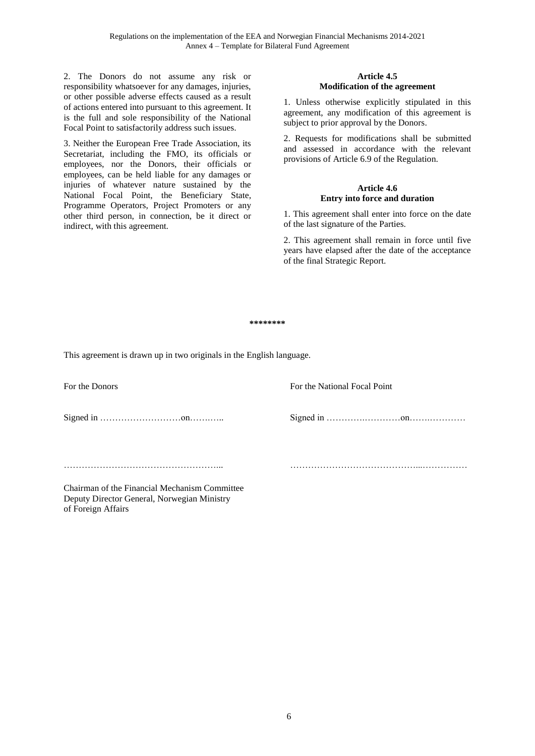2. The Donors do not assume any risk or responsibility whatsoever for any damages, injuries, or other possible adverse effects caused as a result of actions entered into pursuant to this agreement. It is the full and sole responsibility of the National Focal Point to satisfactorily address such issues.

3. Neither the European Free Trade Association, its Secretariat, including the FMO, its officials or employees, nor the Donors, their officials or employees, can be held liable for any damages or injuries of whatever nature sustained by the National Focal Point, the Beneficiary State, Programme Operators, Project Promoters or any other third person, in connection, be it direct or indirect, with this agreement.

**Article 4.5**
**Modification of the agreement**

1. Unless otherwise explicitly stipulated in this agreement, any modification of this agreement is subject to prior approval by the Donors.

2. Requests for modifications shall be submitted and assessed in accordance with the relevant provisions of Article 6.9 of the Regulation.

**Article 4.6**
**Entry into force and duration**

1. This agreement shall enter into force on the date of the last signature of the Parties.

2. This agreement shall remain in force until five years have elapsed after the date of the acceptance of the final Strategic Report.

**********

This agreement is drawn up in two originals in the English language.

For the Donors

Signed in ………………………on……….

……………………………………………..

Chairman of the Financial Mechanism Committee
Deputy Director General, Norwegian Ministry of Foreign Affairs

For the National Focal Point

Signed in ………….…………on…….…………

……………………………………...……………